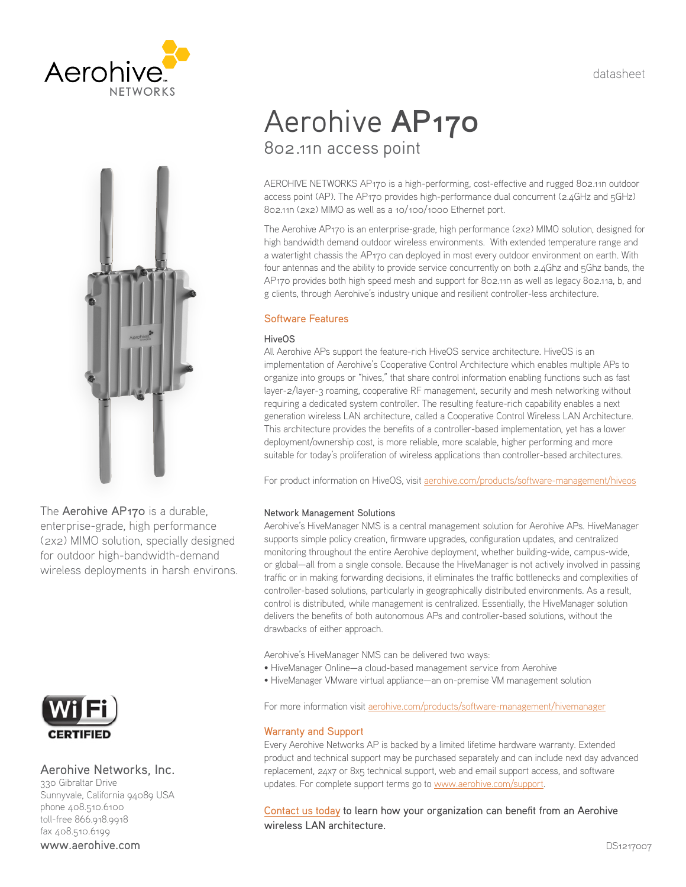datasheet

# Aerohive **AP170**

## 802.11n access point

AEROHIVE NETWORKS AP170 is a high-performing, cost-effective and rugged 802.11n outdoor access point (AP). The AP170 provides high-performance dual concurrent (2.4GHz and 5GHz) 802.11n (2x2) MIMO as well as a 10/100/1000 Ethernet port.

The Aerohive AP170 is an enterprise-grade, high performance (2x2) MIMO solution, designed for high bandwidth demand outdoor wireless environments. With extended temperature range and a watertight chassis the AP170 can deployed in most every outdoor environment on earth. With four antennas and the ability to provide service concurrently on both 2.4Ghz and 5Ghz bands, the AP170 provides both high speed mesh and support for 802.11n as well as legacy 802.11a, b, and g clients, through Aerohive's industry unique and resilient controller-less architecture.

The **Aerohive AP170** is a durable, enterprise-grade, high performance (2x2) MIMO solution, specially designed for outdoor high-bandwidth-demand wireless deployments in harsh environs.

### Software Features

#### HiveOS

All Aerohive APs support the feature-rich HiveOS service architecture. HiveOS is an implementation of Aerohive's Cooperative Control Architecture which enables multiple APs to organize into groups or "hives," that share control information enabling functions such as fast layer-2/layer-3 roaming, cooperative RF management, security and mesh networking without requiring a dedicated system controller. The resulting feature-rich capability enables a next generation wireless LAN architecture, called a Cooperative Control Wireless LAN Architecture. This architecture provides the benefits of a controller-based implementation, yet has a lower deployment/ownership cost, is more reliable, more scalable, higher performing and more suitable for today's proliferation of wireless applications than controller-based architectures.

For product information on HiveOS, visit aerohive.com/products/software-management/hiveos

#### Network Management Solutions

Aerohive's HiveManager NMS is a central management solution for Aerohive APs. HiveManager supports simple policy creation, firmware upgrades, configuration updates, and centralized monitoring throughout the entire Aerohive deployment, whether building-wide, campus-wide, or global—all from a single console. Because the HiveManager is not actively involved in passing traffic or in making forwarding decisions, it eliminates the traffic bottlenecks and complexities of controller-based solutions, particularly in geographically distributed environments. As a result, control is distributed, while management is centralized. Essentially, the HiveManager solution delivers the benefits of both autonomous APs and controller-based solutions, without the drawbacks of either approach.

Aerohive's HiveManager NMS can be delivered two ways:

- HiveManager Online—a cloud-based management service from Aerohive
- HiveManager VMware virtual appliance—an on-premise VM management solution

For more information visit aerohive.com/products/software-management/hivemanager

### Warranty and Support

Every Aerohive Networks AP is backed by a limited lifetime hardware warranty. Extended product and technical support may be purchased separately and can include next day advanced replacement, 24x7 or 8x5 technical support, web and email support access, and software updates. For complete support terms go to www.aerohive.com/support.

**Contact us today to learn how your organization can benefit from an Aerohive wireless LAN architecture.**

Wi-Fi CERTIFIED

**Aerohive Networks, Inc.**
330 Gibraltar Drive
Sunnyvale, California 94089 USA
phone 408.510.6100
toll-free 866.918.9918
fax 408.510.6199
www.aerohive.com

DS1217007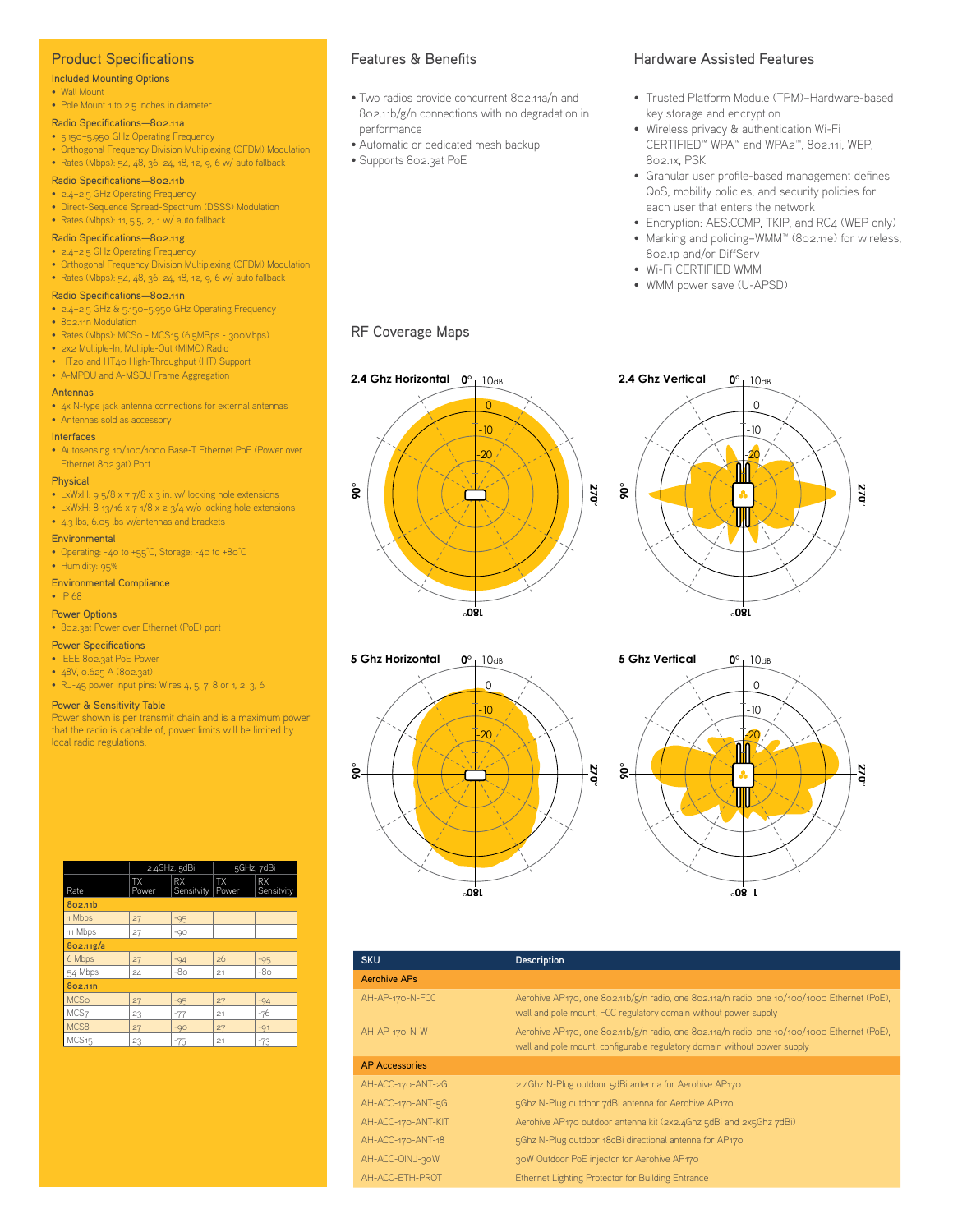## Product Specifications

### Included Mounting Options

- Wall Mount
- Pole Mount 1 to 2.5 inches in diameter

### Radio Specifications—802.11a

- 5.150–5.950 GHz Operating Frequency
- Orthogonal Frequency Division Multiplexing (OFDM) Modulation
- Rates (Mbps): 54, 48, 36, 24, 18, 12, 9, 6 w/ auto fallback

### Radio Specifications—802.11b

- 2.4–2.5 GHz Operating Frequency
- Direct-Sequence Spread-Spectrum (DSSS) Modulation
- Rates (Mbps): 11, 5.5, 2, 1 w/ auto fallback

### Radio Specifications—802.11g

- 2.4–2.5 GHz Operating Frequency
- Orthogonal Frequency Division Multiplexing (OFDM) Modulation
- Rates (Mbps): 54, 48, 36, 24, 18, 12, 9, 6 w/ auto fallback

### Radio Specifications—802.11n

- 2.4–2.5 GHz & 5.150–5.950 GHz Operating Frequency
- 802.11n Modulation
- Rates (Mbps): MCS0 - MCS15 (6.5MBps - 300Mbps)
- 2x2 Multiple-In, Multiple-Out (MIMO) Radio
- HT20 and HT40 High-Throughput (HT) Support
- A-MPDU and A-MSDU Frame Aggregation

### Antennas

- 4x N-type jack antenna connections for external antennas
- Antennas sold as accessory

### Interfaces

- Autosensing 10/100/1000 Base-T Ethernet PoE (Power over Ethernet 802.3at) Port

### Physical

- LxWxH: 9 5/8 x 7 7/8 x 3 in. w/ locking hole extensions
- LxWxH: 8 13/16 x 7 1/8 x 2 3/4 w/o locking hole extensions
- 4.3 lbs, 6.05 lbs w/antennas and brackets

### Environmental

- Operating: -40 to +55°C, Storage: -40 to +80°C
- Humidity: 95%

### Environmental Compliance

- IP 68

### Power Options

- 802.3at Power over Ethernet (PoE) port

### Power Specifications

- IEEE 802.3at PoE Power
- 48V, 0.625 A (802.3at)
- RJ-45 power input pins: Wires 4, 5, 7, 8 or 1, 2, 3, 6

### Power & Sensitivity Table

Power shown is per transmit chain and is a maximum power that the radio is capable of, power limits will be limited by local radio regulations.

| | 2.4GHz, 5dBi | | 5GHz, 7dBi | |
|---|---|---|---|---|
| Rate | TX Power | RX Sensitvity | TX Power | RX Sensitvity |
| **802.11b** | | | | |
| 1 Mbps | 27 | -95 | | |
| 11 Mbps | 27 | -90 | | |
| **802.11g/a** | | | | |
| 6 Mbps | 27 | -94 | 26 | -95 |
| 54 Mbps | 24 | -80 | 21 | -80 |
| **802.11n** | | | | |
| MCS0 | 27 | -95 | 27 | -94 |
| MCS7 | 23 | -77 | 21 | -76 |
| MCS8 | 27 | -90 | 27 | -91 |
| MCS15 | 23 | -75 | 21 | -73 |

## Features & Benefits

- Two radios provide concurrent 802.11a/n and 802.11b/g/n connections with no degradation in performance
- Automatic or dedicated mesh backup
- Supports 802.3at PoE

## Hardware Assisted Features

- Trusted Platform Module (TPM)–Hardware-based key storage and encryption
- Wireless privacy & authentication Wi-Fi CERTIFIED™ WPA™ and WPA2™, 802.11i, WEP, 802.1x, PSK
- Granular user profile-based management defines QoS, mobility policies, and security policies for each user that enters the network
- Encryption: AES:CCMP, TKIP, and RC4 (WEP only)
- Marking and policing–WMM™ (802.11e) for wireless, 802.1p and/or DiffServ
- Wi-Fi CERTIFIED WMM
- WMM power save (U-APSD)

## RF Coverage Maps

2.4 Ghz Horizontal
0° 10dB 0 -10 -20 90° 270° 180°

2.4 Ghz Vertical
0° 10dB 0 -10 -20 90° 270° 180°

5 Ghz Horizontal
0° 10dB 0 -10 -20 90° 270° 180°

5 Ghz Vertical
0° 10dB 0 -10 -20 90° 270° 180°

| SKU | Description |
|---|---|
| **Aerohive APs** | |
| AH-AP-170-N-FCC | Aerohive AP170, one 802.11b/g/n radio, one 802.11a/n radio, one 10/100/1000 Ethernet (PoE), wall and pole mount, FCC regulatory domain without power supply |
| AH-AP-170-N-W | Aerohive AP170, one 802.11b/g/n radio, one 802.11a/n radio, one 10/100/1000 Ethernet (PoE), wall and pole mount, configurable regulatory domain without power supply |
| **AP Accessories** | |
| AH-ACC-170-ANT-2G | 2.4Ghz N-Plug outdoor 5dBi antenna for Aerohive AP170 |
| AH-ACC-170-ANT-5G | 5Ghz N-Plug outdoor 7dBi antenna for Aerohive AP170 |
| AH-ACC-170-ANT-KIT | Aerohive AP170 outdoor antenna kit (2x2.4Ghz 5dBi and 2x5Ghz 7dBi) |
| AH-ACC-170-ANT-18 | 5Ghz N-Plug outdoor 18dBi directional antenna for AP170 |
| AH-ACC-OINJ-30W | 30W Outdoor PoE injector for Aerohive AP170 |
| AH-ACC-ETH-PROT | Ethernet Lighting Protector for Building Entrance |